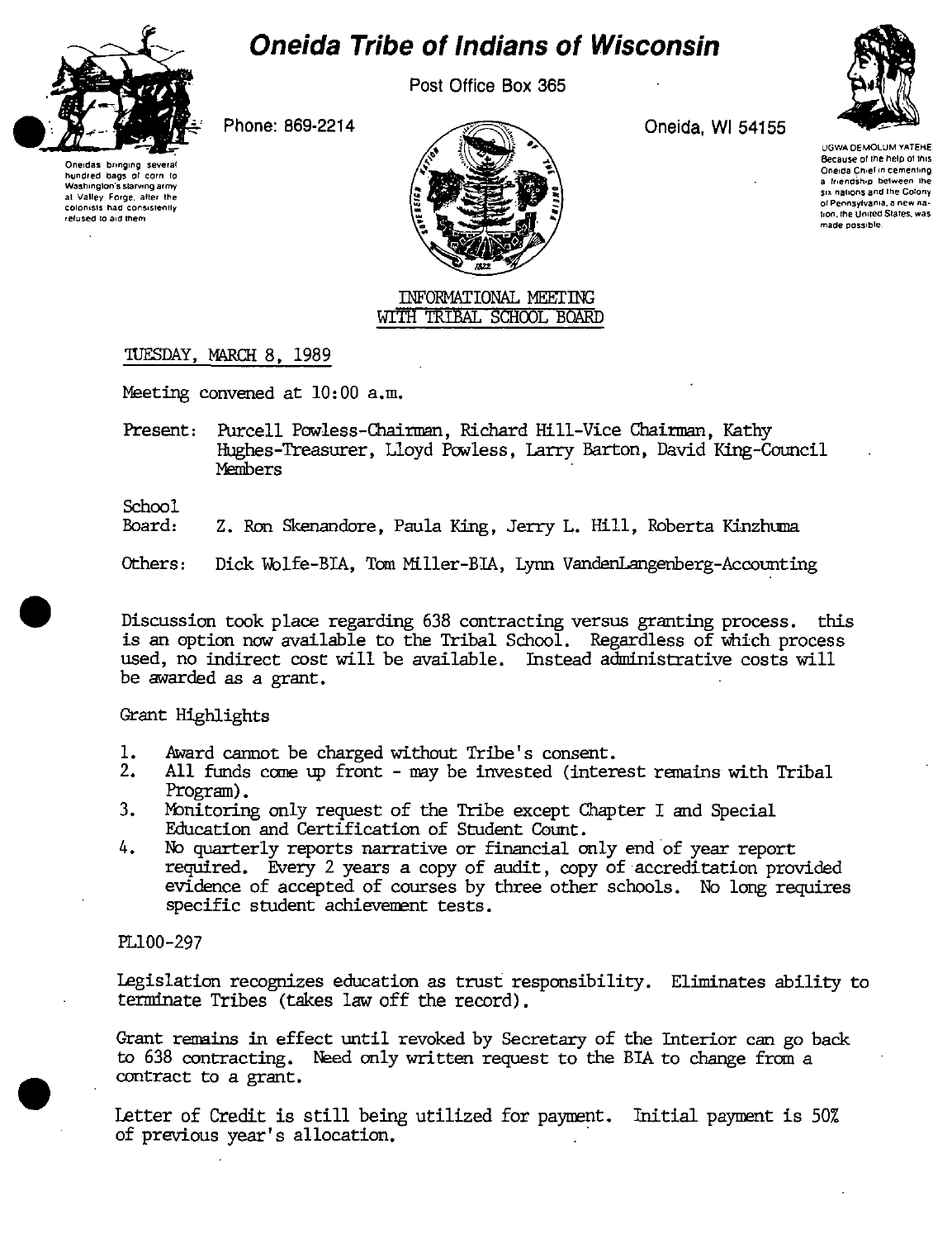# Oneida Tribe of Indians of Wisconsin

Post Office Box 365

Phone: 869-2214

Oneida, WI 54155

Oneidas bringing several hundred bags of corn to Washington's starving army at Valley Forge, after the colonists had consistently refused to aid them

UGWA DEMOLUM YATEHE
Because of the help of this Oneida Chief in cementing a friendship between the six nations and the Colony of Pennsylvania, a new nation, the United States, was made possible.

## INFORMATIONAL MEETING WITH TRIBAL SCHOOL BOARD

TUESDAY, MARCH 8, 1989

Meeting convened at 10:00 a.m.

Present: Purcell Powless-Chairman, Richard Hill-Vice Chairman, Kathy Hughes-Treasurer, Lloyd Powless, Larry Barton, David King-Council Members

School Board: Z. Ron Skenandore, Paula King, Jerry L. Hill, Roberta Kinzhuma

Others: Dick Wolfe-BIA, Tom Miller-BIA, Lynn VandenLangenberg-Accounting

Discussion took place regarding 638 contracting versus granting process. this is an option now available to the Tribal School. Regardless of which process used, no indirect cost will be available. Instead administrative costs will be awarded as a grant.

Grant Highlights

1. Award cannot be charged without Tribe's consent.
2. All funds come up front - may be invested (interest remains with Tribal Program).
3. Monitoring only request of the Tribe except Chapter I and Special Education and Certification of Student Count.
4. No quarterly reports narrative or financial only end of year report required. Every 2 years a copy of audit, copy of accreditation provided evidence of accepted of courses by three other schools. No long requires specific student achievement tests.

PL100-297

Legislation recognizes education as trust responsibility. Eliminates ability to terminate Tribes (takes law off the record).

Grant remains in effect until revoked by Secretary of the Interior can go back to 638 contracting. Need only written request to the BIA to change from a contract to a grant.

Letter of Credit is still being utilized for payment. Initial payment is 50% of previous year's allocation.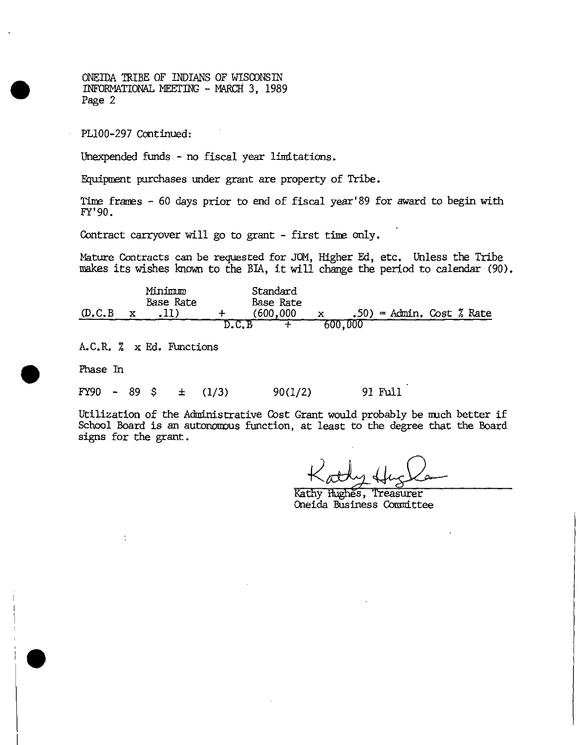ONEIDA TRIBE OF INDIANS OF WISCONSIN
INFORMATIONAL MEETING - MARCH 3, 1989
Page 2

PL100-297 Continued:

Unexpended funds - no fiscal year limitations.

Equipment purchases under grant are property of Tribe.

Time frames - 60 days prior to end of fiscal year'89 for award to begin with FY'90.

Contract carryover will go to grant - first time only.

Mature Contracts can be requested for JOM, Higher Ed, etc. Unless the Tribe makes its wishes known to the BIA, it will change the period to calendar (90).

$$\frac{(\text{D.C.B} \times \underset{\text{Minimum Base Rate}}{.11}) + \underset{\text{Standard Base Rate}}{(600{,}000} \times .50)}{\text{D.C.B} + 600{,}000} = \text{Admin. Cost \% Rate}$$

A.C.R. % x Ed. Functions

Phase In

FY90 - 89 $ ± (1/3) 90(1/2) 91 Full

Utilization of the Administrative Cost Grant would probably be much better if School Board is an autonomous function, at least to the degree that the Board signs for the grant.

Kathy Hughes, Treasurer
Oneida Business Committee